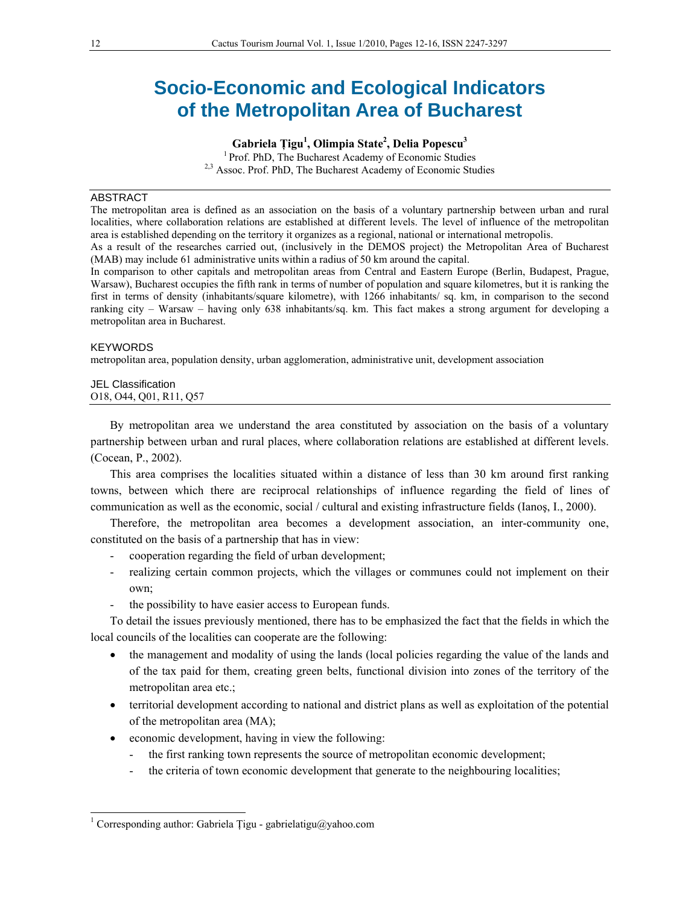# Socio-Economic and Ecological Indicators of the Metropolitan Area of Bucharest

**Gabriela Țigu[1], Olimpia State[2], Delia Popescu[3]**

[1] Prof. PhD, The Bucharest Academy of Economic Studies

[2,3] Assoc. Prof. PhD, The Bucharest Academy of Economic Studies

## ABSTRACT

The metropolitan area is defined as an association on the basis of a voluntary partnership between urban and rural localities, where collaboration relations are established at different levels. The level of influence of the metropolitan area is established depending on the territory it organizes as a regional, national or international metropolis.

As a result of the researches carried out, (inclusively in the DEMOS project) the Metropolitan Area of Bucharest (MAB) may include 61 administrative units within a radius of 50 km around the capital.

In comparison to other capitals and metropolitan areas from Central and Eastern Europe (Berlin, Budapest, Prague, Warsaw), Bucharest occupies the fifth rank in terms of number of population and square kilometres, but it is ranking the first in terms of density (inhabitants/square kilometre), with 1266 inhabitants/ sq. km, in comparison to the second ranking city – Warsaw – having only 638 inhabitants/sq. km. This fact makes a strong argument for developing a metropolitan area in Bucharest.

## KEYWORDS

metropolitan area, population density, urban agglomeration, administrative unit, development association

## JEL Classification

O18, O44, Q01, R11, Q57

---

By metropolitan area we understand the area constituted by association on the basis of a voluntary partnership between urban and rural places, where collaboration relations are established at different levels. (Cocean, P., 2002).

This area comprises the localities situated within a distance of less than 30 km around first ranking towns, between which there are reciprocal relationships of influence regarding the field of lines of communication as well as the economic, social / cultural and existing infrastructure fields (Ianoș, I., 2000).

Therefore, the metropolitan area becomes a development association, an inter-community one, constituted on the basis of a partnership that has in view:

- cooperation regarding the field of urban development;
- realizing certain common projects, which the villages or communes could not implement on their own;
- the possibility to have easier access to European funds.

To detail the issues previously mentioned, there has to be emphasized the fact that the fields in which the local councils of the localities can cooperate are the following:

- the management and modality of using the lands (local policies regarding the value of the lands and of the tax paid for them, creating green belts, functional division into zones of the territory of the metropolitan area etc.;
- territorial development according to national and district plans as well as exploitation of the potential of the metropolitan area (MA);
- economic development, having in view the following:
  - the first ranking town represents the source of metropolitan economic development;
  - the criteria of town economic development that generate to the neighbouring localities;

---

[1] Corresponding author: Gabriela Țigu - gabrielatigu@yahoo.com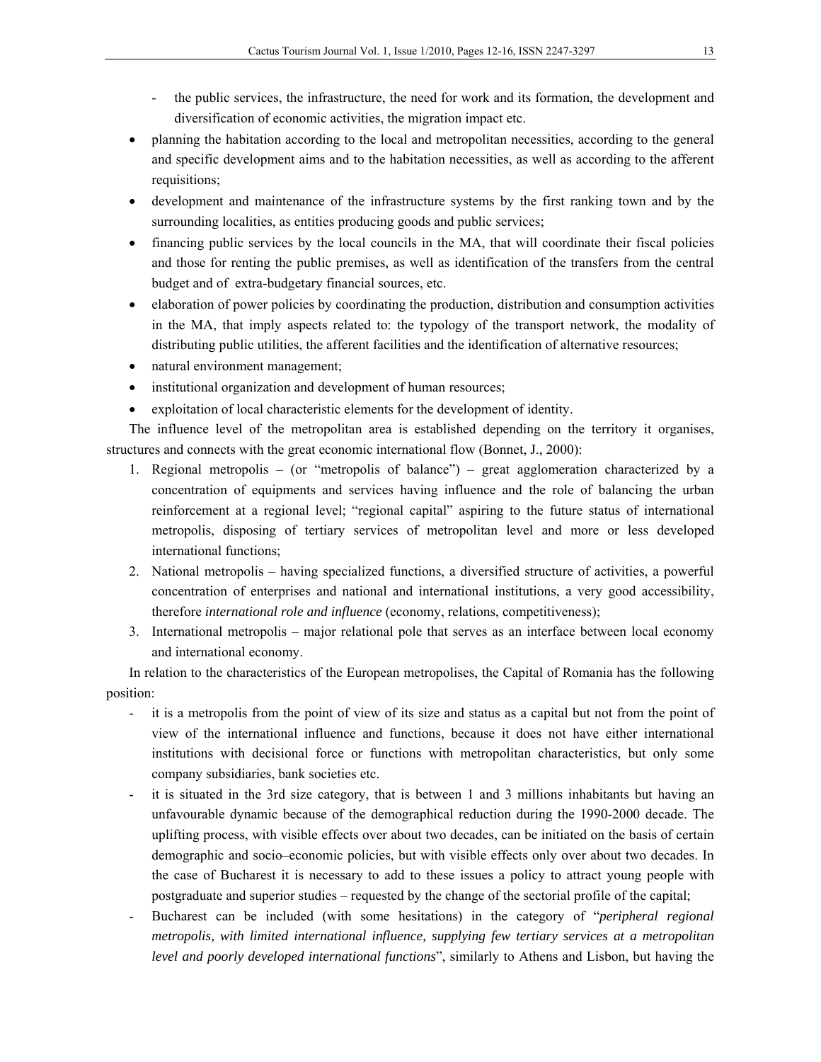- the public services, the infrastructure, the need for work and its formation, the development and diversification of economic activities, the migration impact etc.

- planning the habitation according to the local and metropolitan necessities, according to the general and specific development aims and to the habitation necessities, as well as according to the afferent requisitions;
- development and maintenance of the infrastructure systems by the first ranking town and by the surrounding localities, as entities producing goods and public services;
- financing public services by the local councils in the MA, that will coordinate their fiscal policies and those for renting the public premises, as well as identification of the transfers from the central budget and of extra-budgetary financial sources, etc.
- elaboration of power policies by coordinating the production, distribution and consumption activities in the MA, that imply aspects related to: the typology of the transport network, the modality of distributing public utilities, the afferent facilities and the identification of alternative resources;
- natural environment management;
- institutional organization and development of human resources;
- exploitation of local characteristic elements for the development of identity.

The influence level of the metropolitan area is established depending on the territory it organises, structures and connects with the great economic international flow (Bonnet, J., 2000):

1. Regional metropolis – (or "metropolis of balance") – great agglomeration characterized by a concentration of equipments and services having influence and the role of balancing the urban reinforcement at a regional level; "regional capital" aspiring to the future status of international metropolis, disposing of tertiary services of metropolitan level and more or less developed international functions;
2. National metropolis – having specialized functions, a diversified structure of activities, a powerful concentration of enterprises and national and international institutions, a very good accessibility, therefore *international role and influence* (economy, relations, competitiveness);
3. International metropolis – major relational pole that serves as an interface between local economy and international economy.

In relation to the characteristics of the European metropolises, the Capital of Romania has the following position:

- it is a metropolis from the point of view of its size and status as a capital but not from the point of view of the international influence and functions, because it does not have either international institutions with decisional force or functions with metropolitan characteristics, but only some company subsidiaries, bank societies etc.
- it is situated in the 3rd size category, that is between 1 and 3 millions inhabitants but having an unfavourable dynamic because of the demographical reduction during the 1990-2000 decade. The uplifting process, with visible effects over about two decades, can be initiated on the basis of certain demographic and socio–economic policies, but with visible effects only over about two decades. In the case of Bucharest it is necessary to add to these issues a policy to attract young people with postgraduate and superior studies – requested by the change of the sectorial profile of the capital;
- Bucharest can be included (with some hesitations) in the category of "*peripheral regional metropolis, with limited international influence, supplying few tertiary services at a metropolitan level and poorly developed international functions*", similarly to Athens and Lisbon, but having the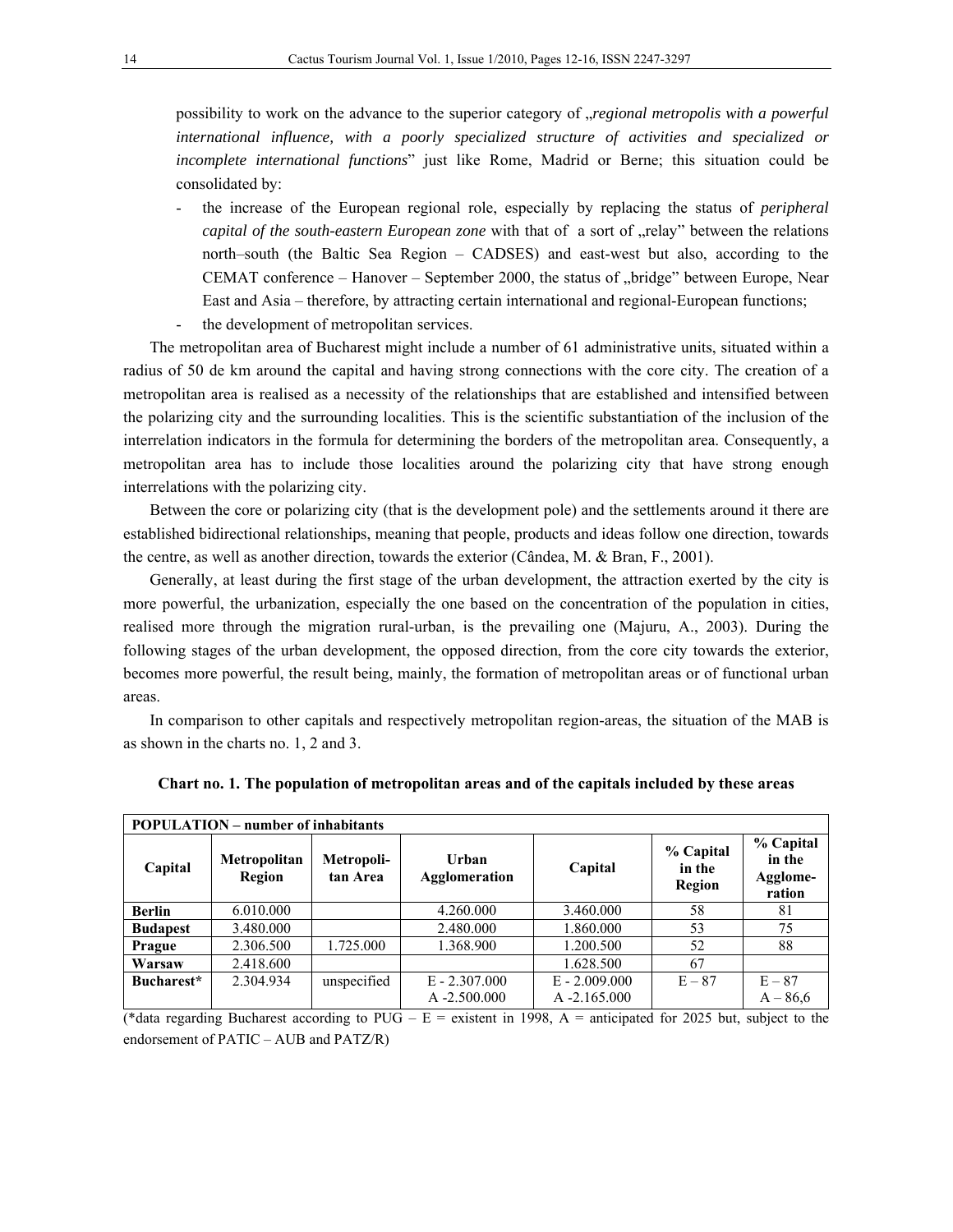possibility to work on the advance to the superior category of „*regional metropolis with a powerful international influence, with a poorly specialized structure of activities and specialized or incomplete international functions*" just like Rome, Madrid or Berne; this situation could be consolidated by:

- the increase of the European regional role, especially by replacing the status of *peripheral capital of the south-eastern European zone* with that of a sort of „relay" between the relations north–south (the Baltic Sea Region – CADSES) and east-west but also, according to the CEMAT conference – Hanover – September 2000, the status of „bridge" between Europe, Near East and Asia – therefore, by attracting certain international and regional-European functions;
- the development of metropolitan services.

The metropolitan area of Bucharest might include a number of 61 administrative units, situated within a radius of 50 de km around the capital and having strong connections with the core city. The creation of a metropolitan area is realised as a necessity of the relationships that are established and intensified between the polarizing city and the surrounding localities. This is the scientific substantiation of the inclusion of the interrelation indicators in the formula for determining the borders of the metropolitan area. Consequently, a metropolitan area has to include those localities around the polarizing city that have strong enough interrelations with the polarizing city.

Between the core or polarizing city (that is the development pole) and the settlements around it there are established bidirectional relationships, meaning that people, products and ideas follow one direction, towards the centre, as well as another direction, towards the exterior (Cândea, M. & Bran, F., 2001).

Generally, at least during the first stage of the urban development, the attraction exerted by the city is more powerful, the urbanization, especially the one based on the concentration of the population in cities, realised more through the migration rural-urban, is the prevailing one (Majuru, A., 2003). During the following stages of the urban development, the opposed direction, from the core city towards the exterior, becomes more powerful, the result being, mainly, the formation of metropolitan areas or of functional urban areas.

In comparison to other capitals and respectively metropolitan region-areas, the situation of the MAB is as shown in the charts no. 1, 2 and 3.

**Chart no. 1. The population of metropolitan areas and of the capitals included by these areas**

| **POPULATION – number of inhabitants** | | | | | | |
|---|---|---|---|---|---|---|
| **Capital** | **Metropolitan Region** | **Metropolitan Area** | **Urban Agglomeration** | **Capital** | **% Capital in the Region** | **% Capital in the Agglomeration** |
| **Berlin** | 6.010.000 | | 4.260.000 | 3.460.000 | 58 | 81 |
| **Budapest** | 3.480.000 | | 2.480.000 | 1.860.000 | 53 | 75 |
| **Prague** | 2.306.500 | 1.725.000 | 1.368.900 | 1.200.500 | 52 | 88 |
| **Warsaw** | 2.418.600 | | | 1.628.500 | 67 | |
| **Bucharest*** | 2.304.934 | unspecified | E - 2.307.000<br>A -2.500.000 | E - 2.009.000<br>A -2.165.000 | E – 87 | E – 87<br>A – 86,6 |

(*data regarding Bucharest according to PUG – E = existent in 1998, A = anticipated for 2025 but, subject to the endorsement of PATIC – AUB and PATZ/R)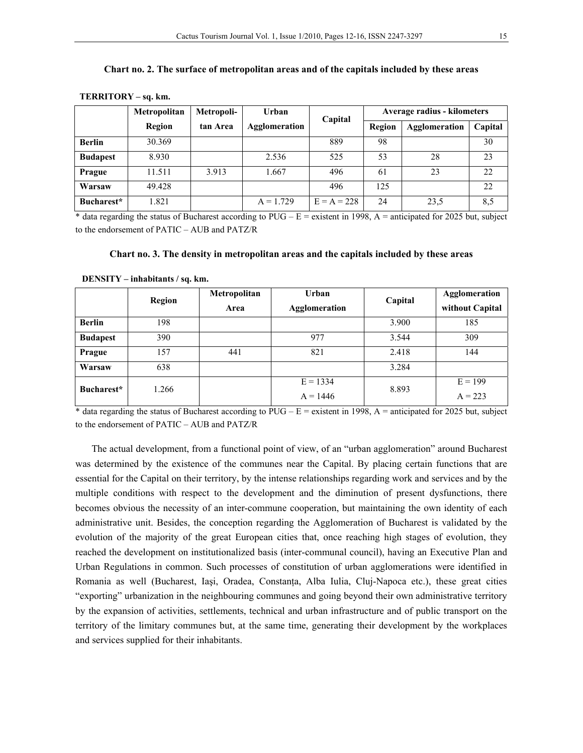**Chart no. 2. The surface of metropolitan areas and of the capitals included by these areas**

**TERRITORY – sq. km.**

| | Metropolitan Region | Metropoli-tan Area | Urban Agglomeration | Capital | Average radius - kilometers | | |
|---|---|---|---|---|---|---|---|
| | | | | | Region | Agglomeration | Capital |
| **Berlin** | 30.369 | | | 889 | 98 | | 30 |
| **Budapest** | 8.930 | | 2.536 | 525 | 53 | 28 | 23 |
| **Prague** | 11.511 | 3.913 | 1.667 | 496 | 61 | 23 | 22 |
| **Warsaw** | 49.428 | | | 496 | 125 | | 22 |
| **Bucharest*** | 1.821 | | A = 1.729 | E = A = 228 | 24 | 23,5 | 8,5 |

* data regarding the status of Bucharest according to PUG – E = existent in 1998, A = anticipated for 2025 but, subject to the endorsement of PATIC – AUB and PATZ/R

**Chart no. 3. The density in metropolitan areas and the capitals included by these areas**

**DENSITY – inhabitants / sq. km.**

| | Region | Metropolitan Area | Urban Agglomeration | Capital | Agglomeration without Capital |
|---|---|---|---|---|---|
| **Berlin** | 198 | | | 3.900 | 185 |
| **Budapest** | 390 | | 977 | 3.544 | 309 |
| **Prague** | 157 | 441 | 821 | 2.418 | 144 |
| **Warsaw** | 638 | | | 3.284 | |
| **Bucharest*** | 1.266 | | E = 1334<br>A = 1446 | 8.893 | E = 199<br>A = 223 |

* data regarding the status of Bucharest according to PUG – E = existent in 1998, A = anticipated for 2025 but, subject to the endorsement of PATIC – AUB and PATZ/R

The actual development, from a functional point of view, of an "urban agglomeration" around Bucharest was determined by the existence of the communes near the Capital. By placing certain functions that are essential for the Capital on their territory, by the intense relationships regarding work and services and by the multiple conditions with respect to the development and the diminution of present dysfunctions, there becomes obvious the necessity of an inter-commune cooperation, but maintaining the own identity of each administrative unit. Besides, the conception regarding the Agglomeration of Bucharest is validated by the evolution of the majority of the great European cities that, once reaching high stages of evolution, they reached the development on institutionalized basis (inter-communal council), having an Executive Plan and Urban Regulations in common. Such processes of constitution of urban agglomerations were identified in Romania as well (Bucharest, Iaşi, Oradea, Constanța, Alba Iulia, Cluj-Napoca etc.), these great cities "exporting" urbanization in the neighbouring communes and going beyond their own administrative territory by the expansion of activities, settlements, technical and urban infrastructure and of public transport on the territory of the limitary communes but, at the same time, generating their development by the workplaces and services supplied for their inhabitants.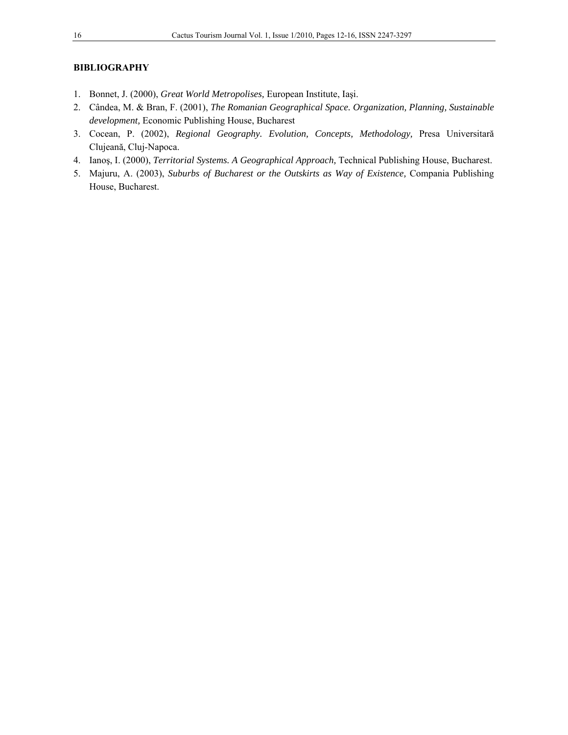## BIBLIOGRAPHY

1. Bonnet, J. (2000), *Great World Metropolises,* European Institute, Iaşi.
2. Cândea, M. & Bran, F. (2001), *The Romanian Geographical Space. Organization, Planning, Sustainable development,* Economic Publishing House, Bucharest
3. Cocean, P. (2002), *Regional Geography. Evolution, Concepts, Methodology,* Presa Universitară Clujeană, Cluj-Napoca.
4. Ianoş, I. (2000), *Territorial Systems. A Geographical Approach,* Technical Publishing House, Bucharest.
5. Majuru, A. (2003), *Suburbs of Bucharest or the Outskirts as Way of Existence,* Compania Publishing House, Bucharest.